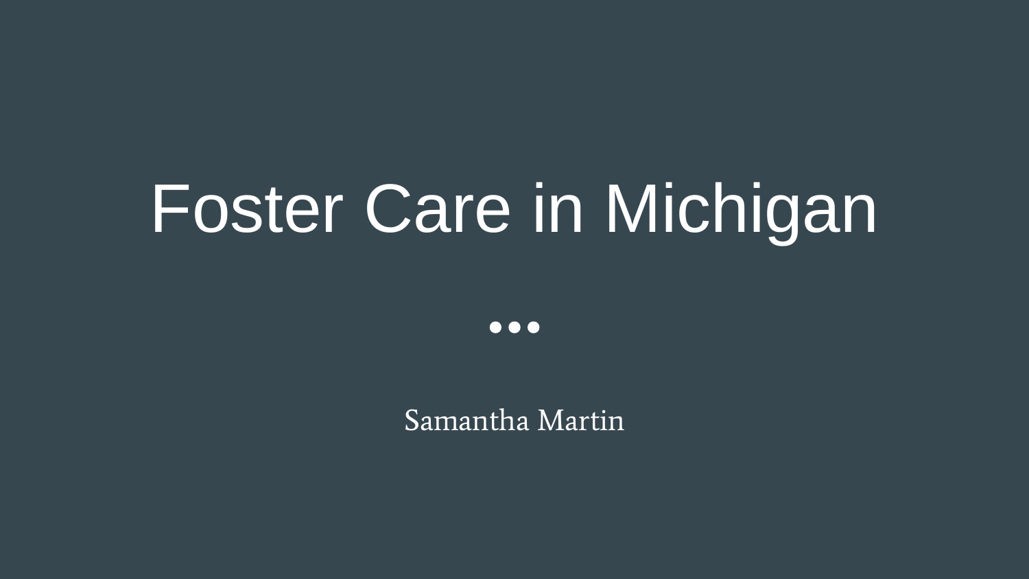# Foster Care in Michigan

...

Samantha Martin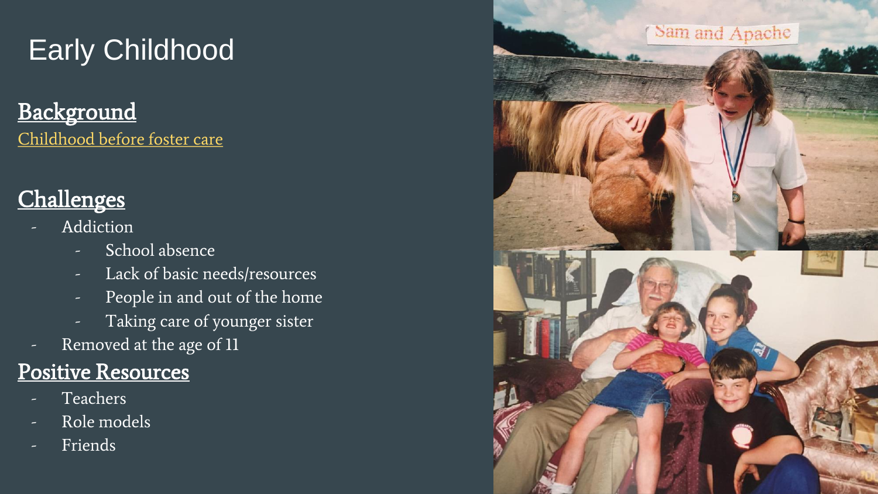# Early Childhood

## Background

[Childhood before foster care]

## Challenges

- Addiction
  - School absence
  - Lack of basic needs/resources
  - People in and out of the home
  - Taking care of younger sister
- Removed at the age of 11

## Positive Resources

- Teachers
- Role models
- Friends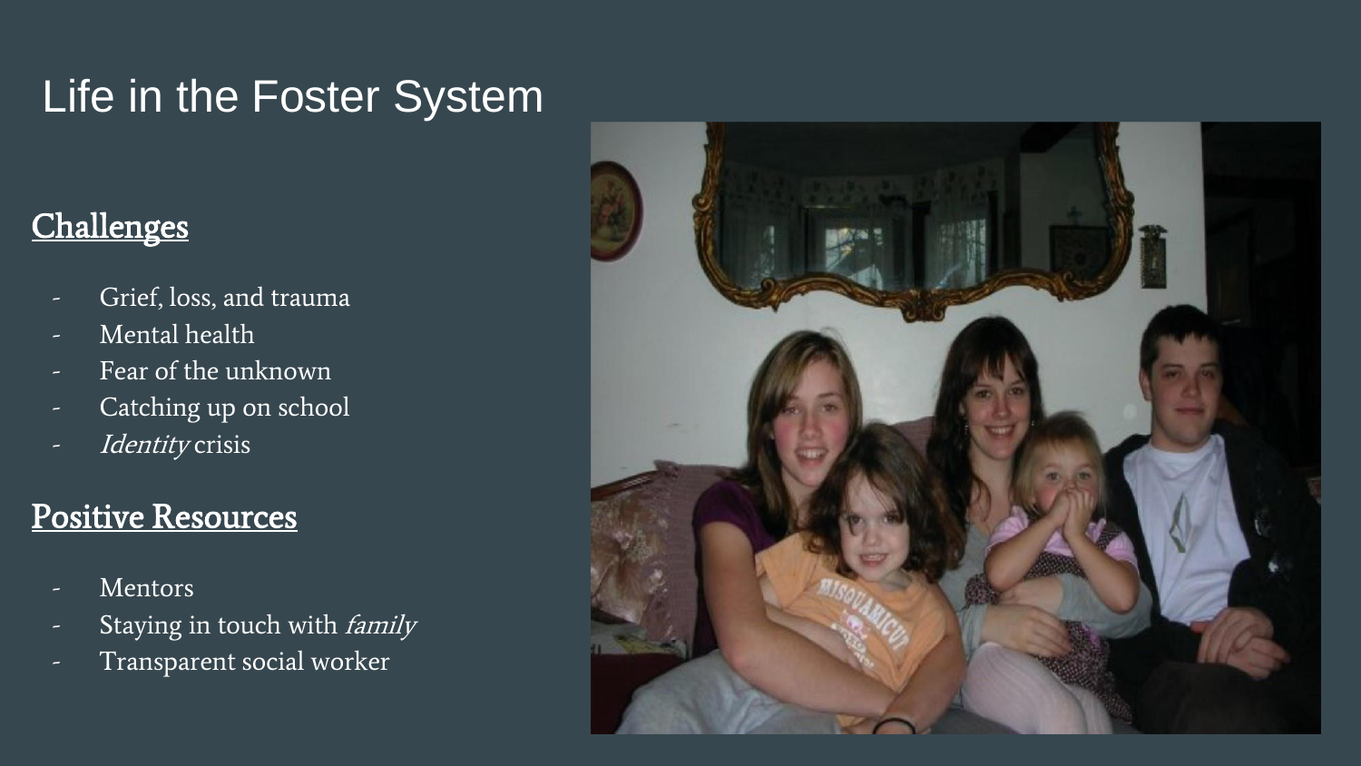# Life in the Foster System

## Challenges

- Grief, loss, and trauma
- Mental health
- Fear of the unknown
- Catching up on school
- *Identity* crisis

## Positive Resources

- Mentors
- Staying in touch with *family*
- Transparent social worker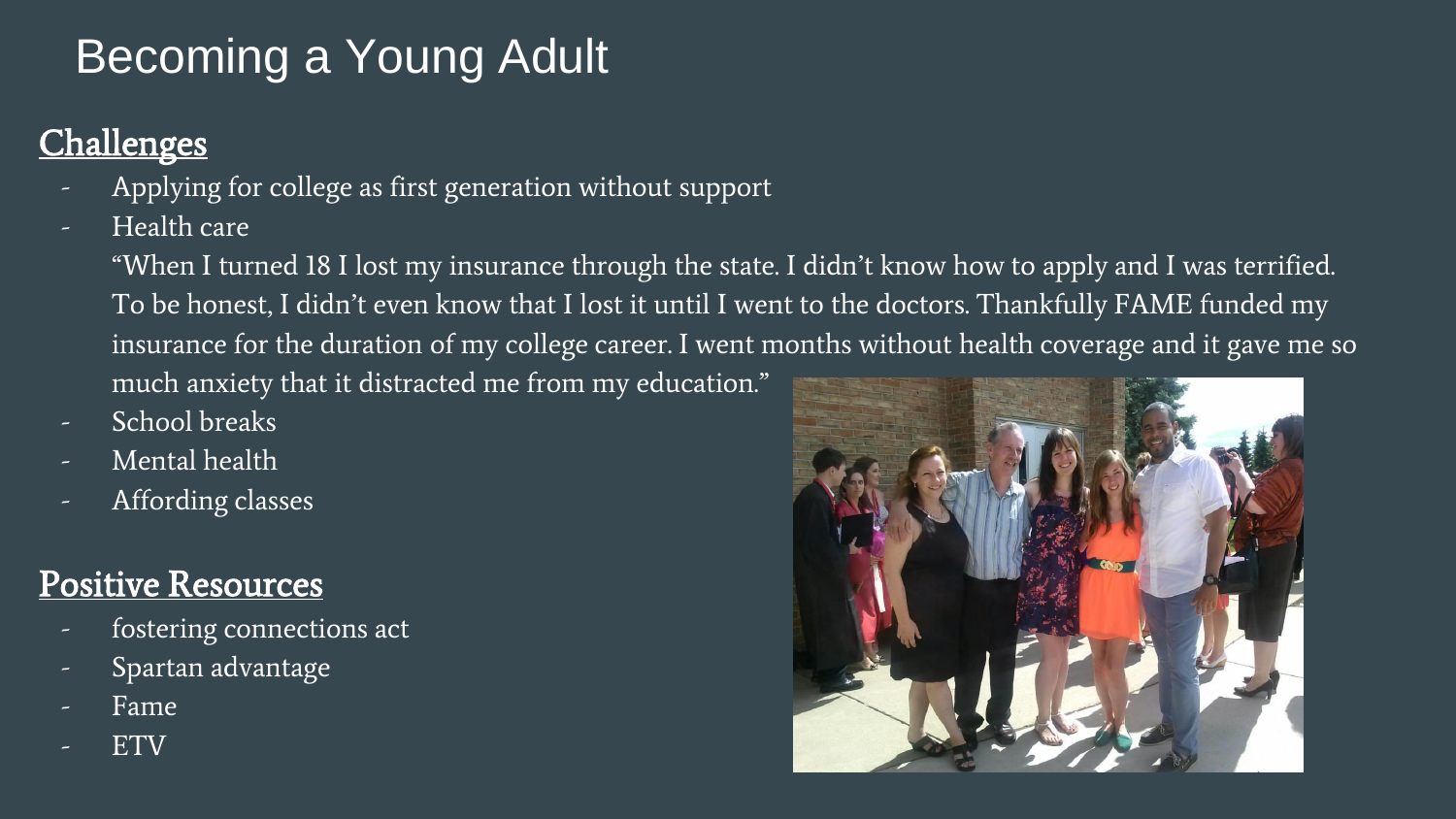# Becoming a Young Adult

## Challenges

- Applying for college as first generation without support
- Health care

  "When I turned 18 I lost my insurance through the state. I didn't know how to apply and I was terrified. To be honest, I didn't even know that I lost it until I went to the doctors. Thankfully FAME funded my insurance for the duration of my college career. I went months without health coverage and it gave me so much anxiety that it distracted me from my education."
- School breaks
- Mental health
- Affording classes

## Positive Resources

- fostering connections act
- Spartan advantage
- Fame
- ETV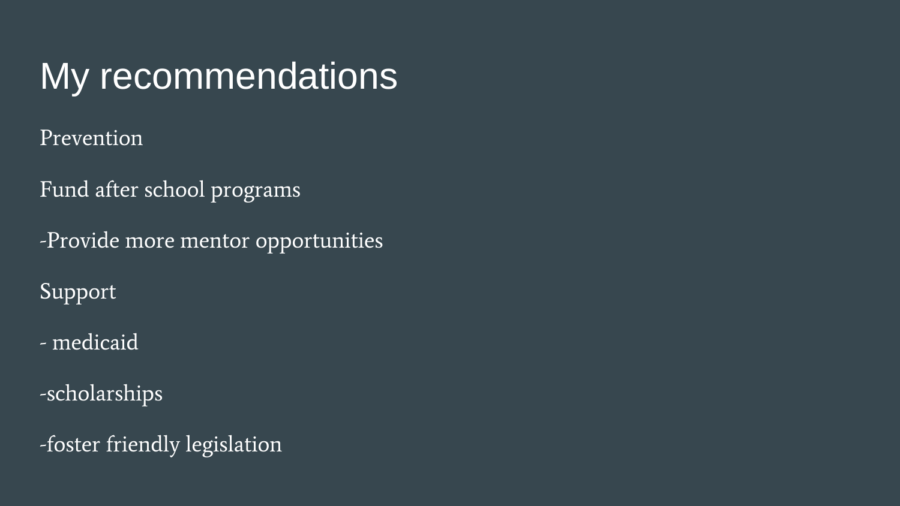# My recommendations

Prevention

Fund after school programs

-Provide more mentor opportunities

Support

- medicaid

-scholarships

-foster friendly legislation